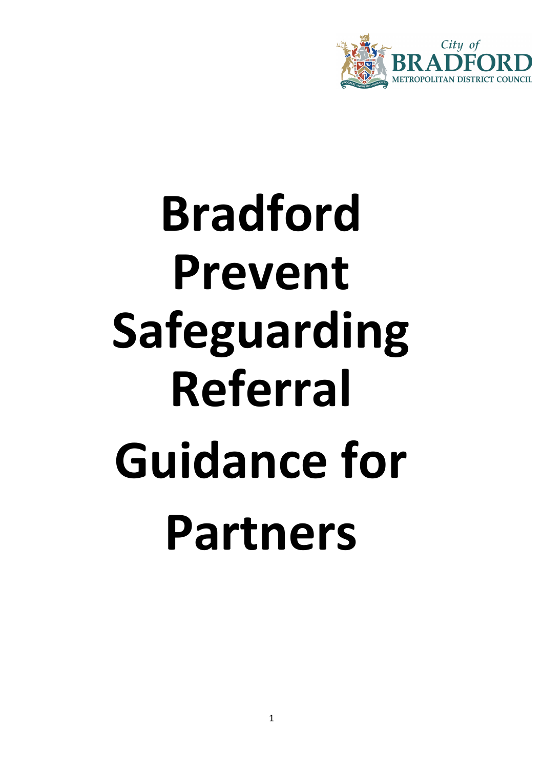City of BRADFORD METROPOLITAN DISTRICT COUNCIL

# Bradford Prevent Safeguarding Referral Guidance for Partners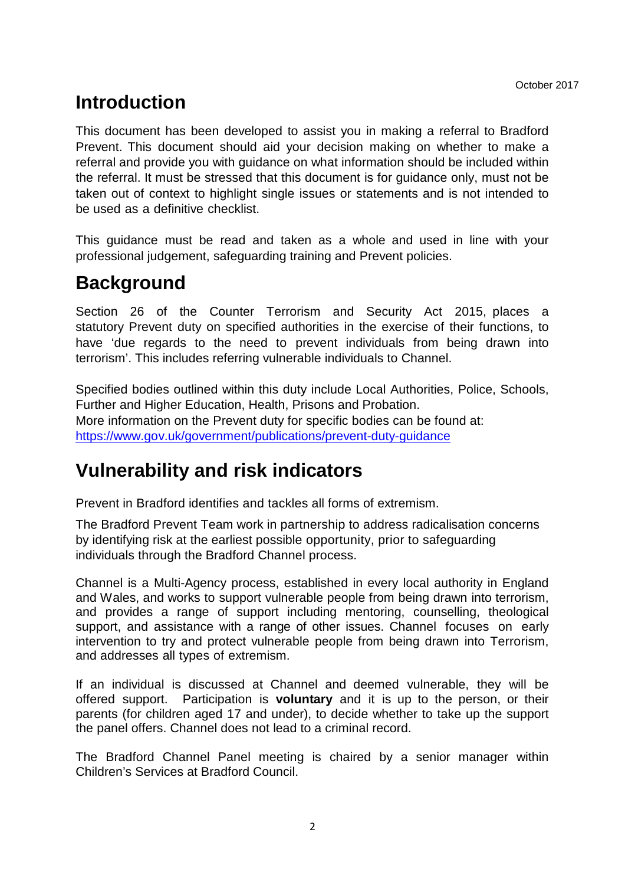October 2017

# Introduction

This document has been developed to assist you in making a referral to Bradford Prevent. This document should aid your decision making on whether to make a referral and provide you with guidance on what information should be included within the referral. It must be stressed that this document is for guidance only, must not be taken out of context to highlight single issues or statements and is not intended to be used as a definitive checklist.

This guidance must be read and taken as a whole and used in line with your professional judgement, safeguarding training and Prevent policies.

# Background

Section 26 of the Counter Terrorism and Security Act 2015, places a statutory Prevent duty on specified authorities in the exercise of their functions, to have 'due regards to the need to prevent individuals from being drawn into terrorism'. This includes referring vulnerable individuals to Channel.

Specified bodies outlined within this duty include Local Authorities, Police, Schools, Further and Higher Education, Health, Prisons and Probation.
More information on the Prevent duty for specific bodies can be found at:
https://www.gov.uk/government/publications/prevent-duty-guidance

# Vulnerability and risk indicators

Prevent in Bradford identifies and tackles all forms of extremism.

The Bradford Prevent Team work in partnership to address radicalisation concerns by identifying risk at the earliest possible opportunity, prior to safeguarding individuals through the Bradford Channel process.

Channel is a Multi-Agency process, established in every local authority in England and Wales, and works to support vulnerable people from being drawn into terrorism, and provides a range of support including mentoring, counselling, theological support, and assistance with a range of other issues. Channel focuses on early intervention to try and protect vulnerable people from being drawn into Terrorism, and addresses all types of extremism.

If an individual is discussed at Channel and deemed vulnerable, they will be offered support. Participation is **voluntary** and it is up to the person, or their parents (for children aged 17 and under), to decide whether to take up the support the panel offers. Channel does not lead to a criminal record.

The Bradford Channel Panel meeting is chaired by a senior manager within Children's Services at Bradford Council.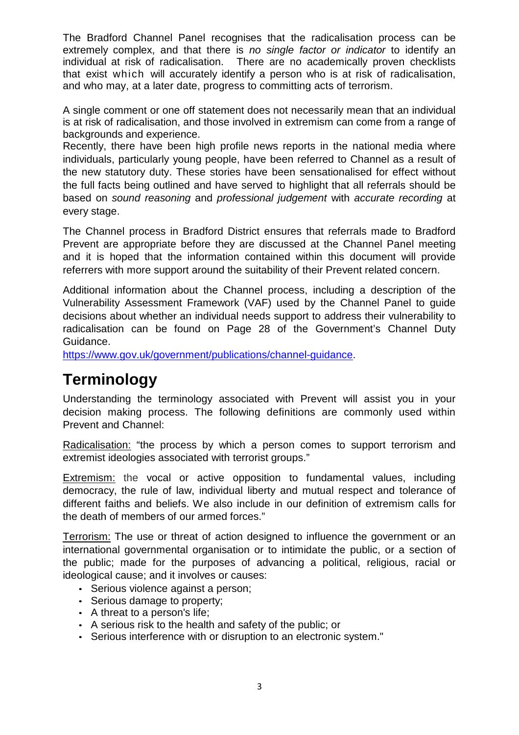The Bradford Channel Panel recognises that the radicalisation process can be extremely complex, and that there is *no single factor or indicator* to identify an individual at risk of radicalisation. There are no academically proven checklists that exist which will accurately identify a person who is at risk of radicalisation, and who may, at a later date, progress to committing acts of terrorism.

A single comment or one off statement does not necessarily mean that an individual is at risk of radicalisation, and those involved in extremism can come from a range of backgrounds and experience.
Recently, there have been high profile news reports in the national media where individuals, particularly young people, have been referred to Channel as a result of the new statutory duty. These stories have been sensationalised for effect without the full facts being outlined and have served to highlight that all referrals should be based on *sound reasoning* and *professional judgement* with *accurate recording* at every stage.

The Channel process in Bradford District ensures that referrals made to Bradford Prevent are appropriate before they are discussed at the Channel Panel meeting and it is hoped that the information contained within this document will provide referrers with more support around the suitability of their Prevent related concern.

Additional information about the Channel process, including a description of the Vulnerability Assessment Framework (VAF) used by the Channel Panel to guide decisions about whether an individual needs support to address their vulnerability to radicalisation can be found on Page 28 of the Government's Channel Duty Guidance.
https://www.gov.uk/government/publications/channel-guidance.

# Terminology

Understanding the terminology associated with Prevent will assist you in your decision making process. The following definitions are commonly used within Prevent and Channel:

Radicalisation: "the process by which a person comes to support terrorism and extremist ideologies associated with terrorist groups."

Extremism: the vocal or active opposition to fundamental values, including democracy, the rule of law, individual liberty and mutual respect and tolerance of different faiths and beliefs. We also include in our definition of extremism calls for the death of members of our armed forces."

Terrorism: The use or threat of action designed to influence the government or an international governmental organisation or to intimidate the public, or a section of the public; made for the purposes of advancing a political, religious, racial or ideological cause; and it involves or causes:

- Serious violence against a person;
- Serious damage to property;
- A threat to a person's life;
- A serious risk to the health and safety of the public; or
- Serious interference with or disruption to an electronic system."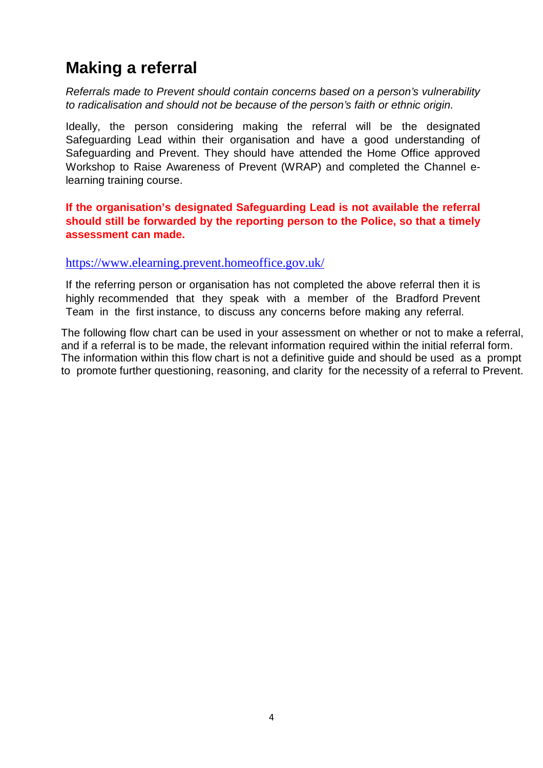## Making a referral

*Referrals made to Prevent should contain concerns based on a person's vulnerability to radicalisation and should not be because of the person's faith or ethnic origin.*

Ideally, the person considering making the referral will be the designated Safeguarding Lead within their organisation and have a good understanding of Safeguarding and Prevent. They should have attended the Home Office approved Workshop to Raise Awareness of Prevent (WRAP) and completed the Channel e-learning training course.

**If the organisation's designated Safeguarding Lead is not available the referral should still be forwarded by the reporting person to the Police, so that a timely assessment can made.**

https://www.elearning.prevent.homeoffice.gov.uk/

If the referring person or organisation has not completed the above referral then it is highly recommended that they speak with a member of the Bradford Prevent Team in the first instance, to discuss any concerns before making any referral.

The following flow chart can be used in your assessment on whether or not to make a referral, and if a referral is to be made, the relevant information required within the initial referral form. The information within this flow chart is not a definitive guide and should be used as a prompt to promote further questioning, reasoning, and clarity for the necessity of a referral to Prevent.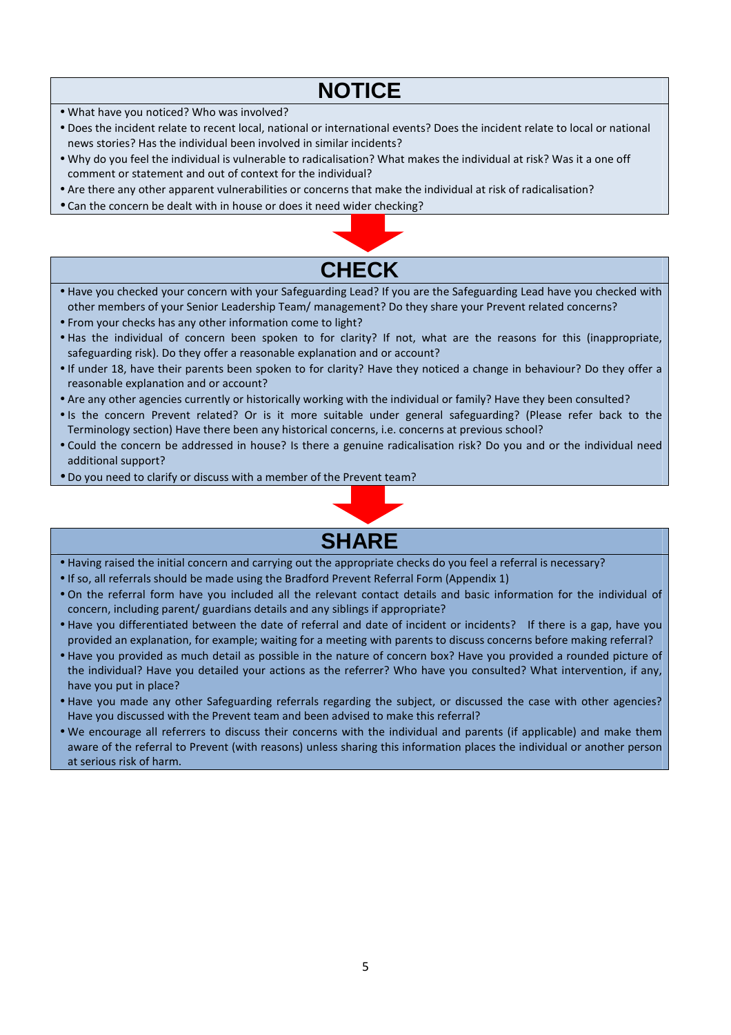## NOTICE

- What have you noticed? Who was involved?
- Does the incident relate to recent local, national or international events? Does the incident relate to local or national news stories? Has the individual been involved in similar incidents?
- Why do you feel the individual is vulnerable to radicalisation? What makes the individual at risk? Was it a one off comment or statement and out of context for the individual?
- Are there any other apparent vulnerabilities or concerns that make the individual at risk of radicalisation?
- Can the concern be dealt with in house or does it need wider checking?

## CHECK

- Have you checked your concern with your Safeguarding Lead? If you are the Safeguarding Lead have you checked with other members of your Senior Leadership Team/ management? Do they share your Prevent related concerns?
- From your checks has any other information come to light?
- Has the individual of concern been spoken to for clarity? If not, what are the reasons for this (inappropriate, safeguarding risk). Do they offer a reasonable explanation and or account?
- If under 18, have their parents been spoken to for clarity? Have they noticed a change in behaviour? Do they offer a reasonable explanation and or account?
- Are any other agencies currently or historically working with the individual or family? Have they been consulted?
- Is the concern Prevent related? Or is it more suitable under general safeguarding? (Please refer back to the Terminology section) Have there been any historical concerns, i.e. concerns at previous school?
- Could the concern be addressed in house? Is there a genuine radicalisation risk? Do you and or the individual need additional support?
- Do you need to clarify or discuss with a member of the Prevent team?

## SHARE

- Having raised the initial concern and carrying out the appropriate checks do you feel a referral is necessary?
- If so, all referrals should be made using the Bradford Prevent Referral Form (Appendix 1)
- On the referral form have you included all the relevant contact details and basic information for the individual of concern, including parent/ guardians details and any siblings if appropriate?
- Have you differentiated between the date of referral and date of incident or incidents? If there is a gap, have you provided an explanation, for example; waiting for a meeting with parents to discuss concerns before making referral?
- Have you provided as much detail as possible in the nature of concern box? Have you provided a rounded picture of the individual? Have you detailed your actions as the referrer? Who have you consulted? What intervention, if any, have you put in place?
- Have you made any other Safeguarding referrals regarding the subject, or discussed the case with other agencies? Have you discussed with the Prevent team and been advised to make this referral?
- We encourage all referrers to discuss their concerns with the individual and parents (if applicable) and make them aware of the referral to Prevent (with reasons) unless sharing this information places the individual or another person at serious risk of harm.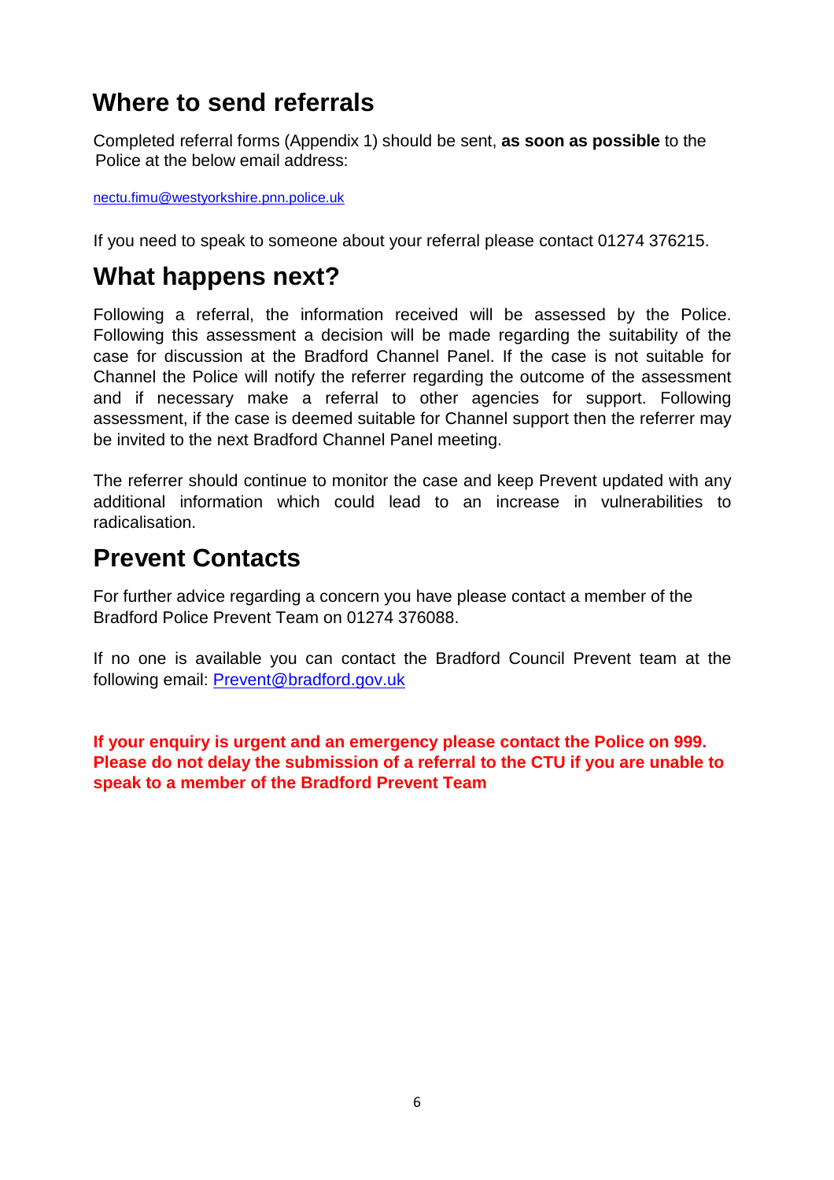## Where to send referrals

Completed referral forms (Appendix 1) should be sent, **as soon as possible** to the Police at the below email address:

nectu.fimu@westyorkshire.pnn.police.uk

If you need to speak to someone about your referral please contact 01274 376215.

## What happens next?

Following a referral, the information received will be assessed by the Police. Following this assessment a decision will be made regarding the suitability of the case for discussion at the Bradford Channel Panel. If the case is not suitable for Channel the Police will notify the referrer regarding the outcome of the assessment and if necessary make a referral to other agencies for support. Following assessment, if the case is deemed suitable for Channel support then the referrer may be invited to the next Bradford Channel Panel meeting.

The referrer should continue to monitor the case and keep Prevent updated with any additional information which could lead to an increase in vulnerabilities to radicalisation.

## Prevent Contacts

For further advice regarding a concern you have please contact a member of the Bradford Police Prevent Team on 01274 376088.

If no one is available you can contact the Bradford Council Prevent team at the following email: Prevent@bradford.gov.uk

**If your enquiry is urgent and an emergency please contact the Police on 999. Please do not delay the submission of a referral to the CTU if you are unable to speak to a member of the Bradford Prevent Team**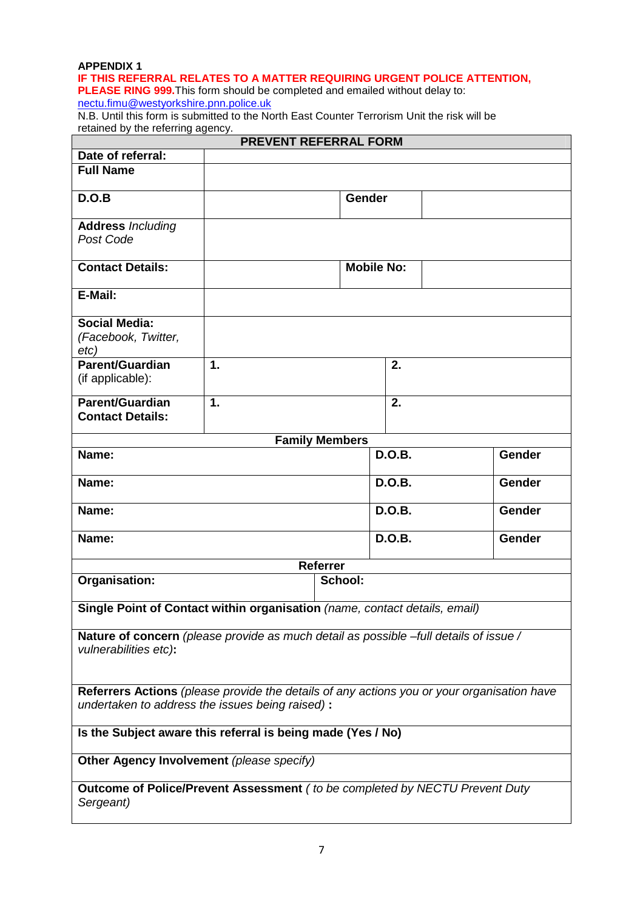**APPENDIX 1**

**IF THIS REFERRAL RELATES TO A MATTER REQUIRING URGENT POLICE ATTENTION, PLEASE RING 999.** This form should be completed and emailed without delay to: nectu.fimu@westyorkshire.pnn.police.uk

N.B. Until this form is submitted to the North East Counter Terrorism Unit the risk will be retained by the referring agency.

| **PREVENT REFERRAL FORM** | | | |
|---|---|---|---|
| **Date of referral:** | | | |
| **Full Name** | | | |
| **D.O.B** | | **Gender** | |
| **Address** *Including Post Code* | | | |
| **Contact Details:** | | **Mobile No:** | |
| **E-Mail:** | | | |
| **Social Media:** *(Facebook, Twitter, etc)* | | | |
| **Parent/Guardian** (if applicable): | **1.** | **2.** | |
| **Parent/Guardian Contact Details:** | **1.** | **2.** | |

| **Family Members** | | |
|---|---|---|
| **Name:** | **D.O.B.** | **Gender** |
| **Name:** | **D.O.B.** | **Gender** |
| **Name:** | **D.O.B.** | **Gender** |
| **Name:** | **D.O.B.** | **Gender** |

| **Referrer** | |
|---|---|
| **Organisation:** | **School:** |
| **Single Point of Contact within organisation** *(name, contact details, email)* | |
| **Nature of concern** *(please provide as much detail as possible –full details of issue / vulnerabilities etc)***:** | |
| **Referrers Actions** *(please provide the details of any actions you or your organisation have undertaken to address the issues being raised)* **:** | |
| **Is the Subject aware this referral is being made (Yes / No)** | |
| **Other Agency Involvement** *(please specify)* | |
| **Outcome of Police/Prevent Assessment** *( to be completed by NECTU Prevent Duty Sergeant)* | |